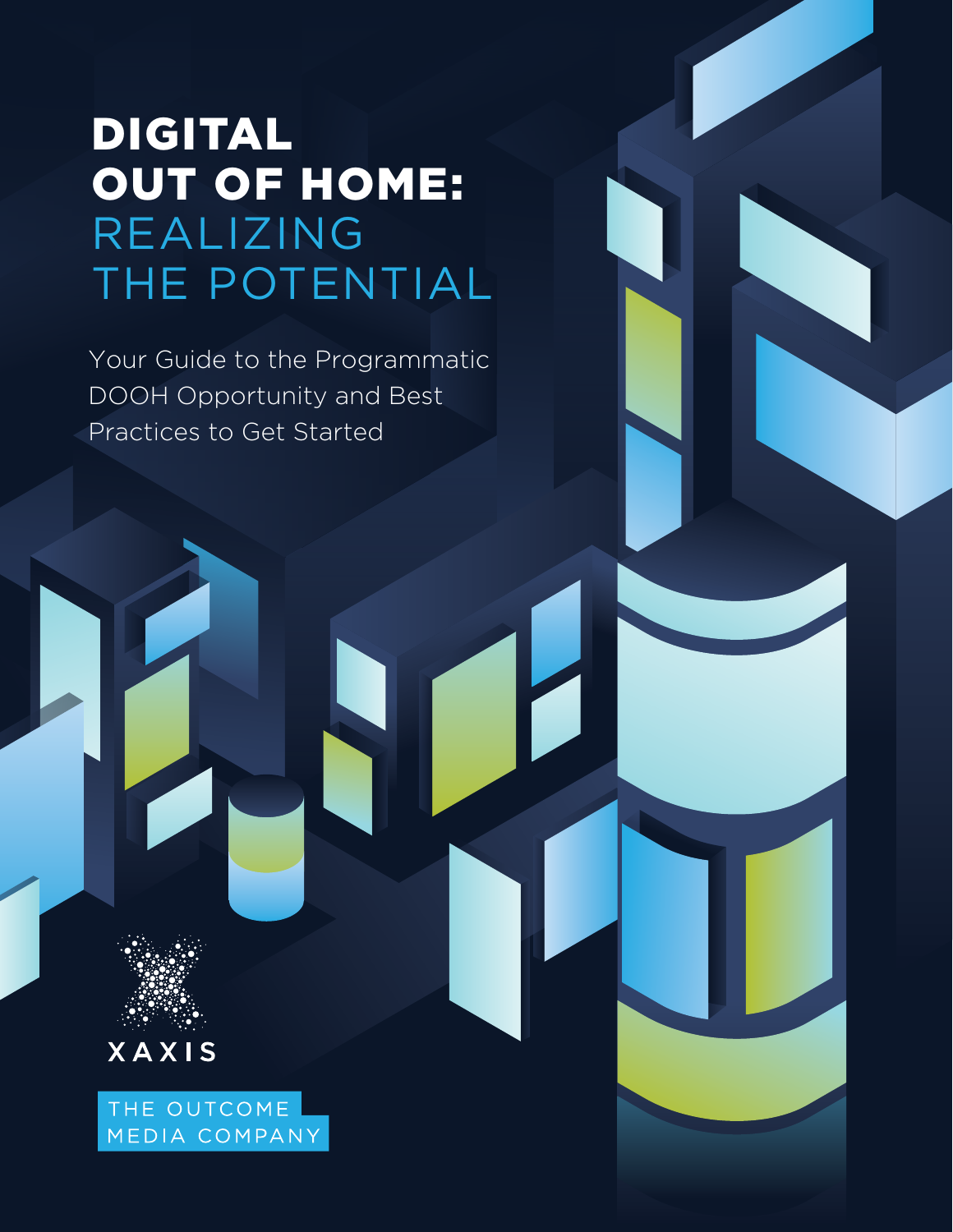# DIGITAL OUT OF HOME: REALIZING THE POTENTIAL

Your Guide to the Programmatic DOOH Opportunity and Best Practices to Get Started

XAXIS

THE OUTCOME MEDIA COMPANY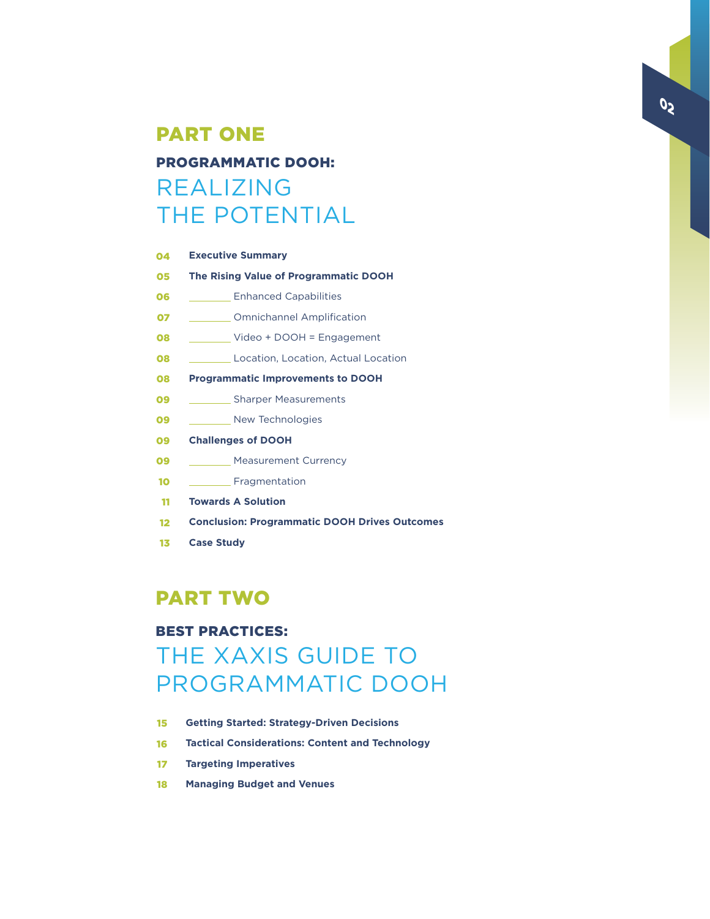## PART ONE

### PROGRAMMATIC DOOH:

# REALIZING THE POTENTIAL

- 04 **Executive Summary**
- 05 **The Rising Value of Programmatic DOOH**
  - 06 Enhanced Capabilities
  - 07 Omnichannel Amplification
  - 08 Video + DOOH = Engagement
  - 08 Location, Location, Actual Location
- 08 **Programmatic Improvements to DOOH**
  - 09 Sharper Measurements
  - 09 New Technologies
- 09 **Challenges of DOOH**
  - 09 Measurement Currency
  - 10 Fragmentation
- 11 **Towards A Solution**
- 12 **Conclusion: Programmatic DOOH Drives Outcomes**
- 13 **Case Study**

## PART TWO

### BEST PRACTICES:

# THE XAXIS GUIDE TO PROGRAMMATIC DOOH

- 15 **Getting Started: Strategy-Driven Decisions**
- 16 **Tactical Considerations: Content and Technology**
- 17 **Targeting Imperatives**
- 18 **Managing Budget and Venues**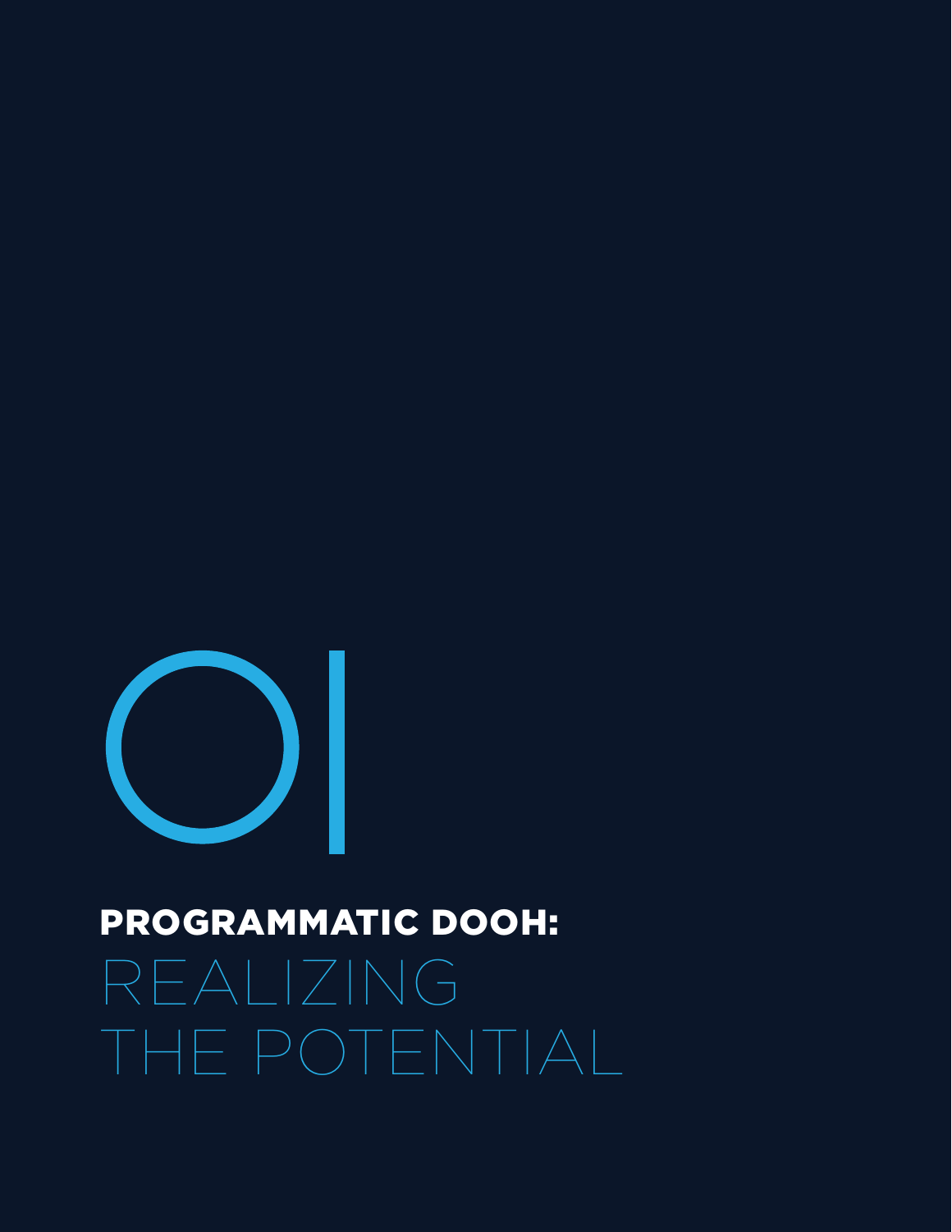# 01

## PROGRAMMATIC DOOH:

## REALIZING THE POTENTIAL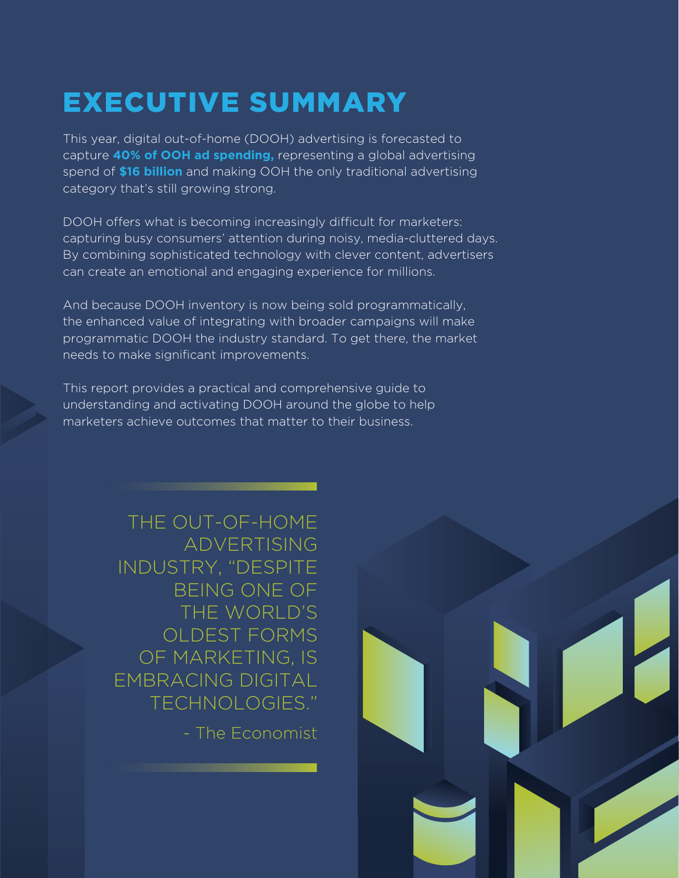# EXECUTIVE SUMMARY

This year, digital out-of-home (DOOH) advertising is forecasted to capture **40% of OOH ad spending,** representing a global advertising spend of **$16 billion** and making OOH the only traditional advertising category that's still growing strong.

DOOH offers what is becoming increasingly difficult for marketers: capturing busy consumers' attention during noisy, media-cluttered days. By combining sophisticated technology with clever content, advertisers can create an emotional and engaging experience for millions.

And because DOOH inventory is now being sold programmatically, the enhanced value of integrating with broader campaigns will make programmatic DOOH the industry standard. To get there, the market needs to make significant improvements.

This report provides a practical and comprehensive guide to understanding and activating DOOH around the globe to help marketers achieve outcomes that matter to their business.

> THE OUT-OF-HOME ADVERTISING INDUSTRY, "DESPITE BEING ONE OF THE WORLD'S OLDEST FORMS OF MARKETING, IS EMBRACING DIGITAL TECHNOLOGIES."
>
> \- The Economist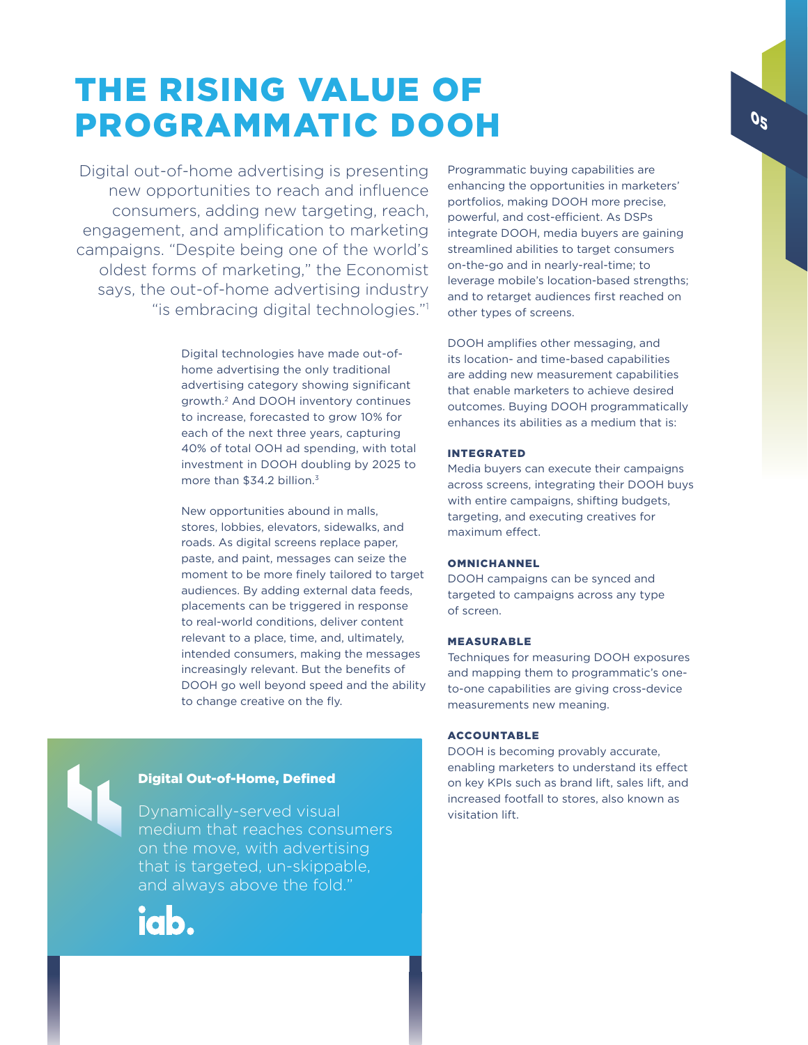# THE RISING VALUE OF PROGRAMMATIC DOOH

Digital out-of-home advertising is presenting new opportunities to reach and influence consumers, adding new targeting, reach, engagement, and amplification to marketing campaigns. "Despite being one of the world's oldest forms of marketing," the Economist says, the out-of-home advertising industry "is embracing digital technologies."[1]

Digital technologies have made out-of-home advertising the only traditional advertising category showing significant growth.[2] And DOOH inventory continues to increase, forecasted to grow 10% for each of the next three years, capturing 40% of total OOH ad spending, with total investment in DOOH doubling by 2025 to more than $34.2 billion.[3]

New opportunities abound in malls, stores, lobbies, elevators, sidewalks, and roads. As digital screens replace paper, paste, and paint, messages can seize the moment to be more finely tailored to target audiences. By adding external data feeds, placements can be triggered in response to real-world conditions, deliver content relevant to a place, time, and, ultimately, intended consumers, making the messages increasingly relevant. But the benefits of DOOH go well beyond speed and the ability to change creative on the fly.

> **Digital Out-of-Home, Defined**
>
> Dynamically-served visual medium that reaches consumers on the move, with advertising that is targeted, un-skippable, and always above the fold."
>
> iab.

Programmatic buying capabilities are enhancing the opportunities in marketers' portfolios, making DOOH more precise, powerful, and cost-efficient. As DSPs integrate DOOH, media buyers are gaining streamlined abilities to target consumers on-the-go and in nearly-real-time; to leverage mobile's location-based strengths; and to retarget audiences first reached on other types of screens.

DOOH amplifies other messaging, and its location- and time-based capabilities are adding new measurement capabilities that enable marketers to achieve desired outcomes. Buying DOOH programmatically enhances its abilities as a medium that is:

**INTEGRATED**
Media buyers can execute their campaigns across screens, integrating their DOOH buys with entire campaigns, shifting budgets, targeting, and executing creatives for maximum effect.

**OMNICHANNEL**
DOOH campaigns can be synced and targeted to campaigns across any type of screen.

**MEASURABLE**
Techniques for measuring DOOH exposures and mapping them to programmatic's one-to-one capabilities are giving cross-device measurements new meaning.

**ACCOUNTABLE**
DOOH is becoming provably accurate, enabling marketers to understand its effect on key KPIs such as brand lift, sales lift, and increased footfall to stores, also known as visitation lift.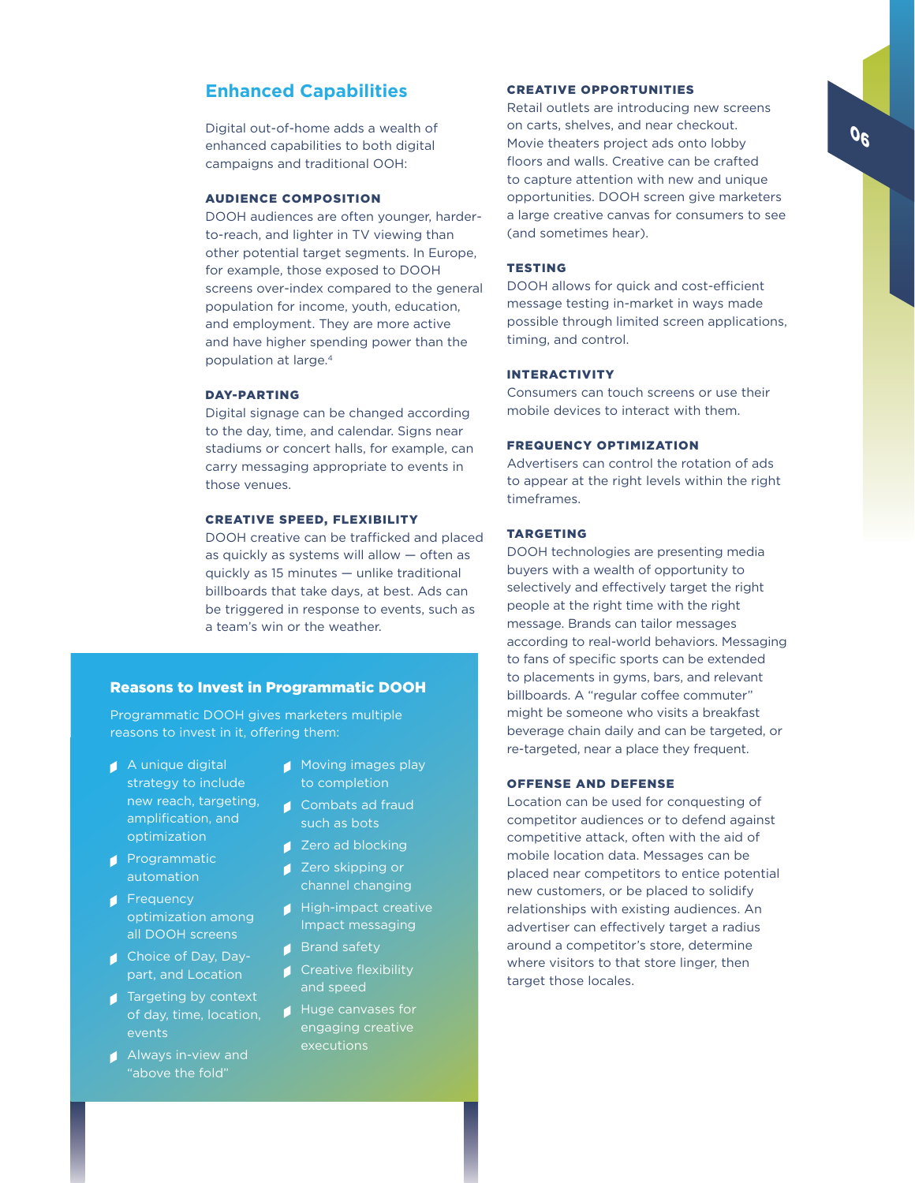## Enhanced Capabilities

Digital out-of-home adds a wealth of enhanced capabilities to both digital campaigns and traditional OOH:

### AUDIENCE COMPOSITION

DOOH audiences are often younger, harder-to-reach, and lighter in TV viewing than other potential target segments. In Europe, for example, those exposed to DOOH screens over-index compared to the general population for income, youth, education, and employment. They are more active and have higher spending power than the population at large.[4]

### DAY-PARTING

Digital signage can be changed according to the day, time, and calendar. Signs near stadiums or concert halls, for example, can carry messaging appropriate to events in those venues.

### CREATIVE SPEED, FLEXIBILITY

DOOH creative can be trafficked and placed as quickly as systems will allow — often as quickly as 15 minutes — unlike traditional billboards that take days, at best. Ads can be triggered in response to events, such as a team's win or the weather.

### Reasons to Invest in Programmatic DOOH

Programmatic DOOH gives marketers multiple reasons to invest in it, offering them:

- A unique digital strategy to include new reach, targeting, amplification, and optimization
- Programmatic automation
- Frequency optimization among all DOOH screens
- Choice of Day, Day-part, and Location
- Targeting by context of day, time, location, events
- Always in-view and "above the fold"
- Moving images play to completion
- Combats ad fraud such as bots
- Zero ad blocking
- Zero skipping or channel changing
- High-impact creative Impact messaging
- Brand safety
- Creative flexibility and speed
- Huge canvases for engaging creative executions

### CREATIVE OPPORTUNITIES

Retail outlets are introducing new screens on carts, shelves, and near checkout. Movie theaters project ads onto lobby floors and walls. Creative can be crafted to capture attention with new and unique opportunities. DOOH screen give marketers a large creative canvas for consumers to see (and sometimes hear).

### TESTING

DOOH allows for quick and cost-efficient message testing in-market in ways made possible through limited screen applications, timing, and control.

### INTERACTIVITY

Consumers can touch screens or use their mobile devices to interact with them.

### FREQUENCY OPTIMIZATION

Advertisers can control the rotation of ads to appear at the right levels within the right timeframes.

### TARGETING

DOOH technologies are presenting media buyers with a wealth of opportunity to selectively and effectively target the right people at the right time with the right message. Brands can tailor messages according to real-world behaviors. Messaging to fans of specific sports can be extended to placements in gyms, bars, and relevant billboards. A "regular coffee commuter" might be someone who visits a breakfast beverage chain daily and can be targeted, or re-targeted, near a place they frequent.

### OFFENSE AND DEFENSE

Location can be used for conquesting of competitor audiences or to defend against competitive attack, often with the aid of mobile location data. Messages can be placed near competitors to entice potential new customers, or be placed to solidify relationships with existing audiences. An advertiser can effectively target a radius around a competitor's store, determine where visitors to that store linger, then target those locales.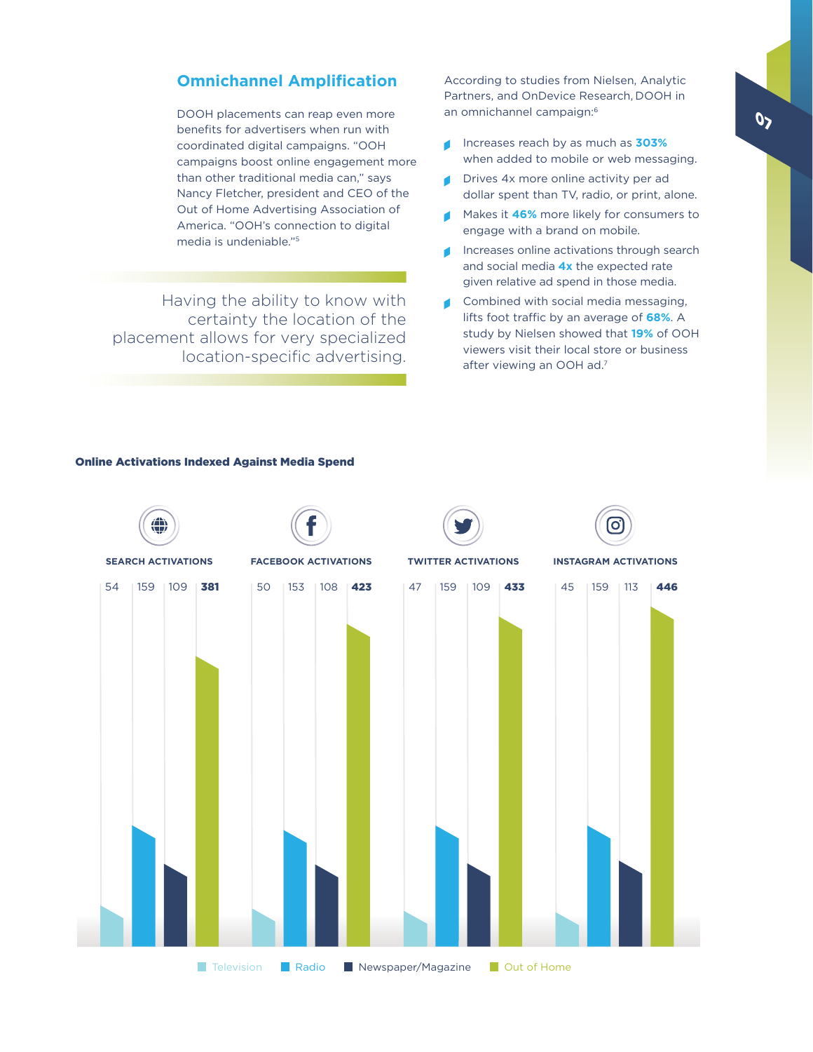## Omnichannel Amplification

DOOH placements can reap even more benefits for advertisers when run with coordinated digital campaigns. "OOH campaigns boost online engagement more than other traditional media can," says Nancy Fletcher, president and CEO of the Out of Home Advertising Association of America. "OOH's connection to digital media is undeniable."[5]

> Having the ability to know with certainty the location of the placement allows for very specialized location-specific advertising.

According to studies from Nielsen, Analytic Partners, and OnDevice Research, DOOH in an omnichannel campaign:[6]

- Increases reach by as much as **303%** when added to mobile or web messaging.
- Drives 4x more online activity per ad dollar spent than TV, radio, or print, alone.
- Makes it **46%** more likely for consumers to engage with a brand on mobile.
- Increases online activations through search and social media **4x** the expected rate given relative ad spend in those media.
- Combined with social media messaging, lifts foot traffic by an average of **68%**. A study by Nielsen showed that **19%** of OOH viewers visit their local store or business after viewing an OOH ad.[7]

**Online Activations Indexed Against Media Spend**

| | Television | Radio | Newspaper/Magazine | Out of Home |
|---|---|---|---|---|
| SEARCH ACTIVATIONS | 54 | 159 | 109 | **381** |
| FACEBOOK ACTIVATIONS | 50 | 153 | 108 | **423** |
| TWITTER ACTIVATIONS | 47 | 159 | 109 | **433** |
| INSTAGRAM ACTIVATIONS | 45 | 159 | 113 | **446** |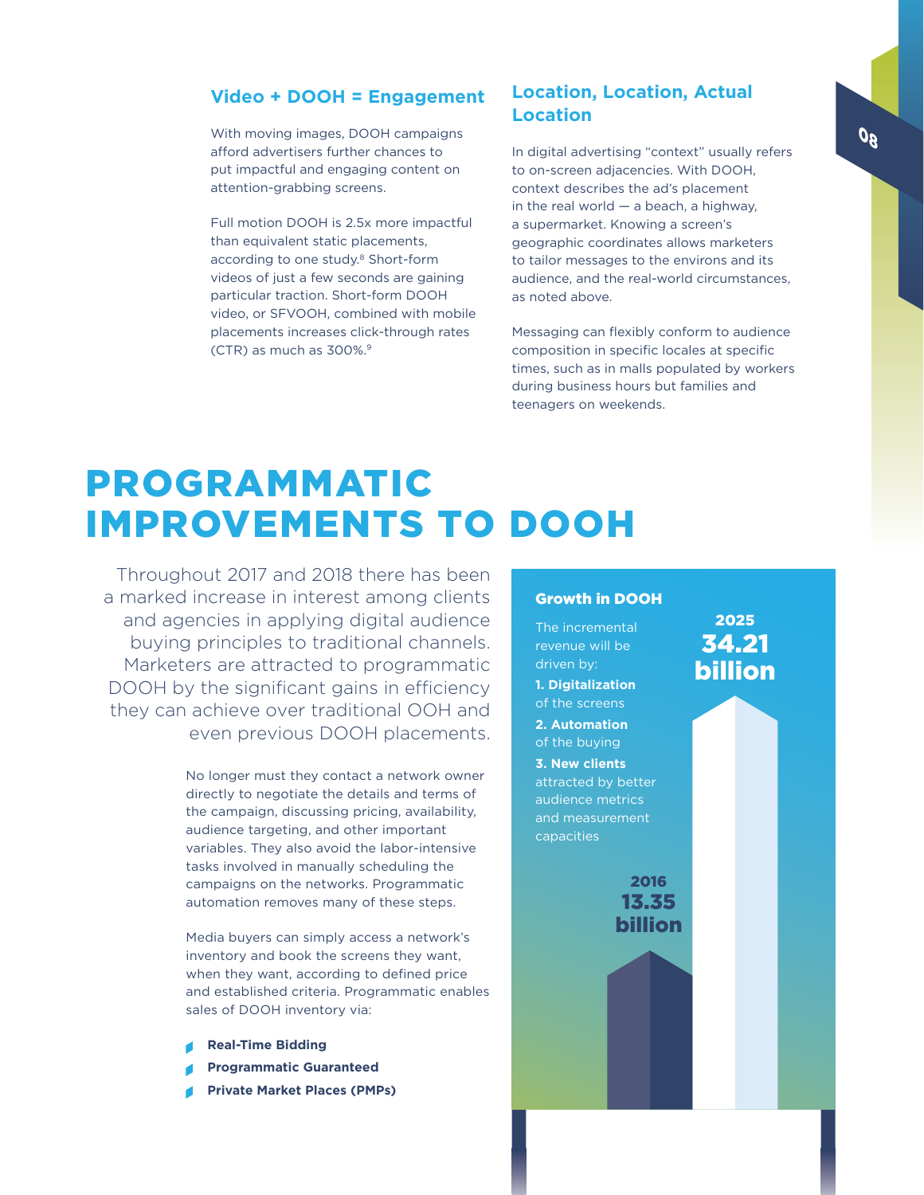### Video + DOOH = Engagement

With moving images, DOOH campaigns afford advertisers further chances to put impactful and engaging content on attention-grabbing screens.

Full motion DOOH is 2.5x more impactful than equivalent static placements, according to one study.[8] Short-form videos of just a few seconds are gaining particular traction. Short-form DOOH video, or SFVOOH, combined with mobile placements increases click-through rates (CTR) as much as 300%.[9]

### Location, Location, Actual Location

In digital advertising "context" usually refers to on-screen adjacencies. With DOOH, context describes the ad's placement in the real world — a beach, a highway, a supermarket. Knowing a screen's geographic coordinates allows marketers to tailor messages to the environs and its audience, and the real-world circumstances, as noted above.

Messaging can flexibly conform to audience composition in specific locales at specific times, such as in malls populated by workers during business hours but families and teenagers on weekends.

# PROGRAMMATIC IMPROVEMENTS TO DOOH

Throughout 2017 and 2018 there has been a marked increase in interest among clients and agencies in applying digital audience buying principles to traditional channels. Marketers are attracted to programmatic DOOH by the significant gains in efficiency they can achieve over traditional OOH and even previous DOOH placements.

No longer must they contact a network owner directly to negotiate the details and terms of the campaign, discussing pricing, availability, audience targeting, and other important variables. They also avoid the labor-intensive tasks involved in manually scheduling the campaigns on the networks. Programmatic automation removes many of these steps.

Media buyers can simply access a network's inventory and book the screens they want, when they want, according to defined price and established criteria. Programmatic enables sales of DOOH inventory via:

- **Real-Time Bidding**
- **Programmatic Guaranteed**
- **Private Market Places (PMPs)**

**Growth in DOOH**

The incremental revenue will be driven by:

**1. Digitalization** of the screens

**2. Automation** of the buying

**3. New clients** attracted by better audience metrics and measurement capacities

**2016**
**13.35 billion**

**2025**
**34.21 billion**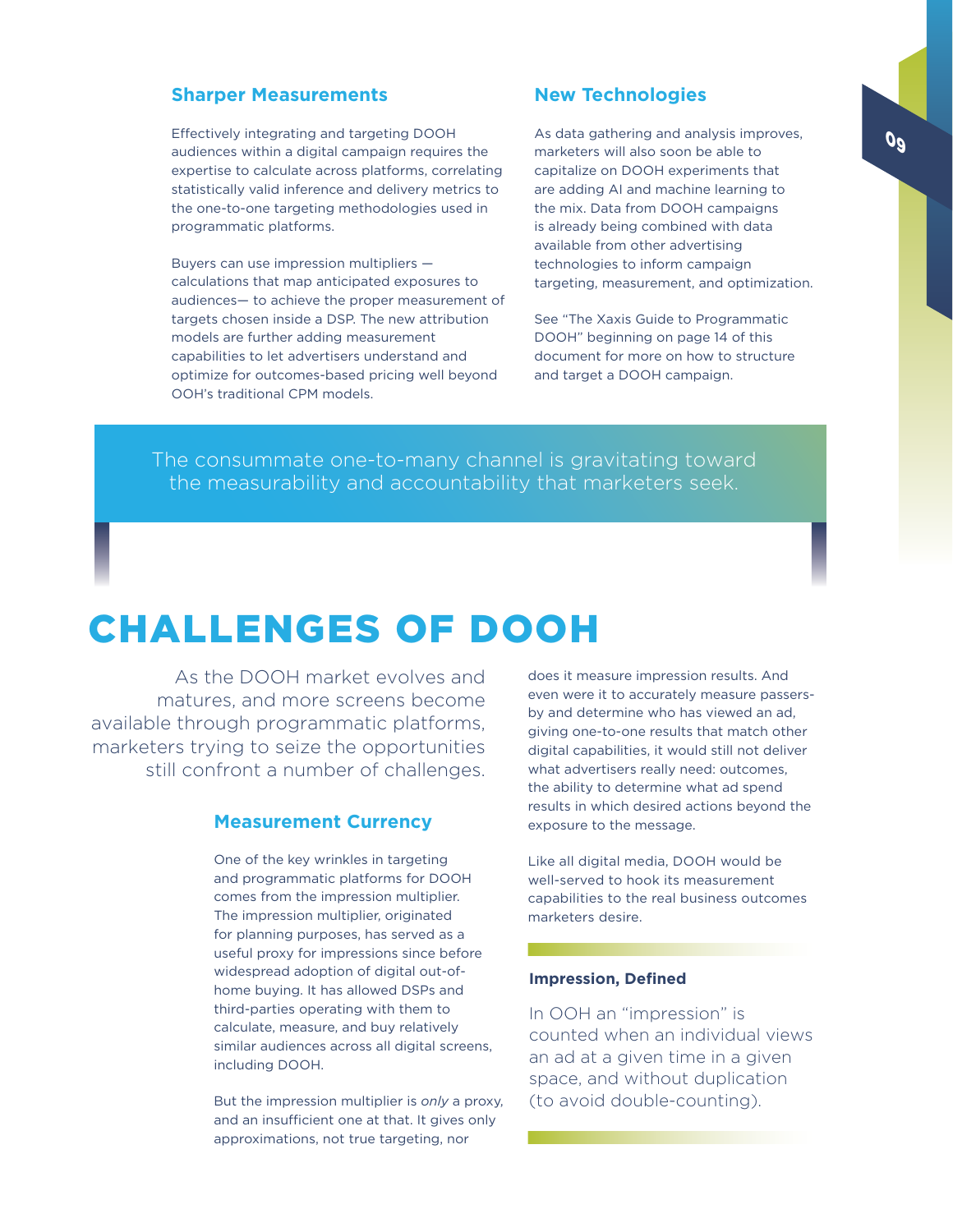### Sharper Measurements

Effectively integrating and targeting DOOH audiences within a digital campaign requires the expertise to calculate across platforms, correlating statistically valid inference and delivery metrics to the one-to-one targeting methodologies used in programmatic platforms.

Buyers can use impression multipliers — calculations that map anticipated exposures to audiences— to achieve the proper measurement of targets chosen inside a DSP. The new attribution models are further adding measurement capabilities to let advertisers understand and optimize for outcomes-based pricing well beyond OOH's traditional CPM models.

### New Technologies

As data gathering and analysis improves, marketers will also soon be able to capitalize on DOOH experiments that are adding AI and machine learning to the mix. Data from DOOH campaigns is already being combined with data available from other advertising technologies to inform campaign targeting, measurement, and optimization.

See "The Xaxis Guide to Programmatic DOOH" beginning on page 14 of this document for more on how to structure and target a DOOH campaign.

> The consummate one-to-many channel is gravitating toward the measurability and accountability that marketers seek.

# CHALLENGES OF DOOH

As the DOOH market evolves and matures, and more screens become available through programmatic platforms, marketers trying to seize the opportunities still confront a number of challenges.

### Measurement Currency

One of the key wrinkles in targeting and programmatic platforms for DOOH comes from the impression multiplier. The impression multiplier, originated for planning purposes, has served as a useful proxy for impressions since before widespread adoption of digital out-of-home buying. It has allowed DSPs and third-parties operating with them to calculate, measure, and buy relatively similar audiences across all digital screens, including DOOH.

But the impression multiplier is *only* a proxy, and an insufficient one at that. It gives only approximations, not true targeting, nor does it measure impression results. And even were it to accurately measure passers-by and determine who has viewed an ad, giving one-to-one results that match other digital capabilities, it would still not deliver what advertisers really need: outcomes, the ability to determine what ad spend results in which desired actions beyond the exposure to the message.

Like all digital media, DOOH would be well-served to hook its measurement capabilities to the real business outcomes marketers desire.

**Impression, Defined**

In OOH an "impression" is counted when an individual views an ad at a given time in a given space, and without duplication (to avoid double-counting).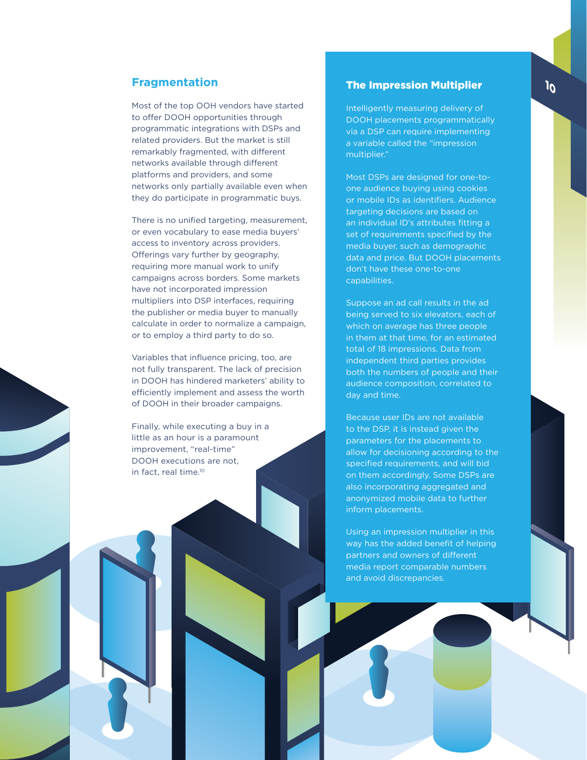## Fragmentation

Most of the top OOH vendors have started to offer DOOH opportunities through programmatic integrations with DSPs and related providers. But the market is still remarkably fragmented, with different networks available through different platforms and providers, and some networks only partially available even when they do participate in programmatic buys.

There is no unified targeting, measurement, or even vocabulary to ease media buyers' access to inventory across providers. Offerings vary further by geography, requiring more manual work to unify campaigns across borders. Some markets have not incorporated impression multipliers into DSP interfaces, requiring the publisher or media buyer to manually calculate in order to normalize a campaign, or to employ a third party to do so.

Variables that influence pricing, too, are not fully transparent. The lack of precision in DOOH has hindered marketers' ability to efficiently implement and assess the worth of DOOH in their broader campaigns.

Finally, while executing a buy in a little as an hour is a paramount improvement, "real-time" DOOH executions are not, in fact, real time.[10]

## The Impression Multiplier

Intelligently measuring delivery of DOOH placements programmatically via a DSP can require implementing a variable called the "impression multiplier."

Most DSPs are designed for one-to-one audience buying using cookies or mobile IDs as identifiers. Audience targeting decisions are based on an individual ID's attributes fitting a set of requirements specified by the media buyer, such as demographic data and price. But DOOH placements don't have these one-to-one capabilities.

Suppose an ad call results in the ad being served to six elevators, each of which on average has three people in them at that time, for an estimated total of 18 impressions. Data from independent third parties provides both the numbers of people and their audience composition, correlated to day and time.

Because user IDs are not available to the DSP, it is instead given the parameters for the placements to allow for decisioning according to the specified requirements, and will bid on them accordingly. Some DSPs are also incorporating aggregated and anonymized mobile data to further inform placements.

Using an impression multiplier in this way has the added benefit of helping partners and owners of different media report comparable numbers and avoid discrepancies.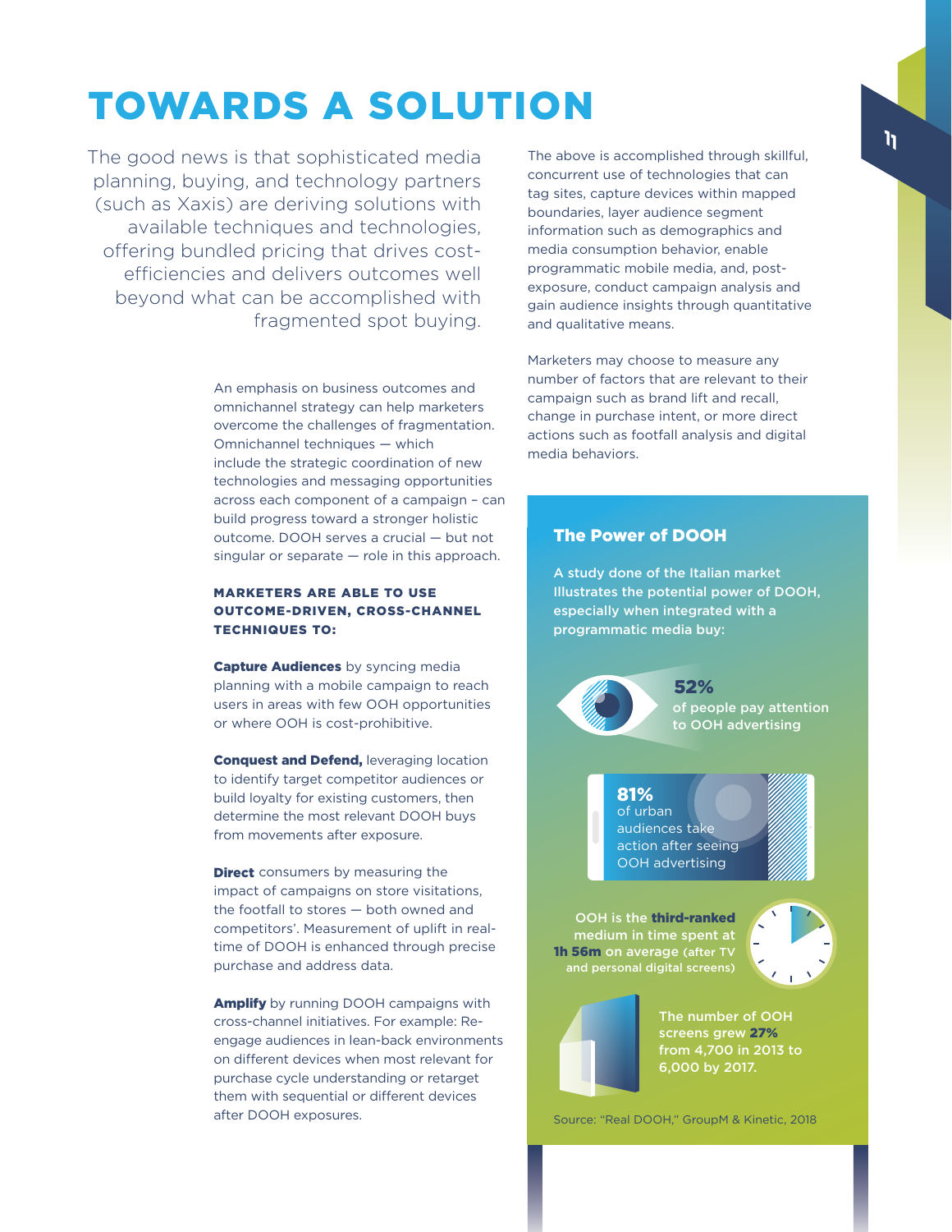# TOWARDS A SOLUTION

The good news is that sophisticated media planning, buying, and technology partners (such as Xaxis) are deriving solutions with available techniques and technologies, offering bundled pricing that drives cost-efficiencies and delivers outcomes well beyond what can be accomplished with fragmented spot buying.

An emphasis on business outcomes and omnichannel strategy can help marketers overcome the challenges of fragmentation. Omnichannel techniques — which include the strategic coordination of new technologies and messaging opportunities across each component of a campaign – can build progress toward a stronger holistic outcome. DOOH serves a crucial — but not singular or separate — role in this approach.

**MARKETERS ARE ABLE TO USE OUTCOME-DRIVEN, CROSS-CHANNEL TECHNIQUES TO:**

**Capture Audiences** by syncing media planning with a mobile campaign to reach users in areas with few OOH opportunities or where OOH is cost-prohibitive.

**Conquest and Defend,** leveraging location to identify target competitor audiences or build loyalty for existing customers, then determine the most relevant DOOH buys from movements after exposure.

**Direct** consumers by measuring the impact of campaigns on store visitations, the footfall to stores — both owned and competitors'. Measurement of uplift in real-time of DOOH is enhanced through precise purchase and address data.

**Amplify** by running DOOH campaigns with cross-channel initiatives. For example: Re-engage audiences in lean-back environments on different devices when most relevant for purchase cycle understanding or retarget them with sequential or different devices after DOOH exposures.

The above is accomplished through skillful, concurrent use of technologies that can tag sites, capture devices within mapped boundaries, layer audience segment information such as demographics and media consumption behavior, enable programmatic mobile media, and, post-exposure, conduct campaign analysis and gain audience insights through quantitative and qualitative means.

Marketers may choose to measure any number of factors that are relevant to their campaign such as brand lift and recall, change in purchase intent, or more direct actions such as footfall analysis and digital media behaviors.

### The Power of DOOH

A study done of the Italian market Illustrates the potential power of DOOH, especially when integrated with a programmatic media buy:

**52%** of people pay attention to OOH advertising

**81%** of urban audiences take action after seeing OOH advertising

OOH is the **third-ranked** medium in time spent at **1h 56m** on average (after TV and personal digital screens)

The number of OOH screens grew **27%** from 4,700 in 2013 to 6,000 by 2017.

Source: "Real DOOH," GroupM & Kinetic, 2018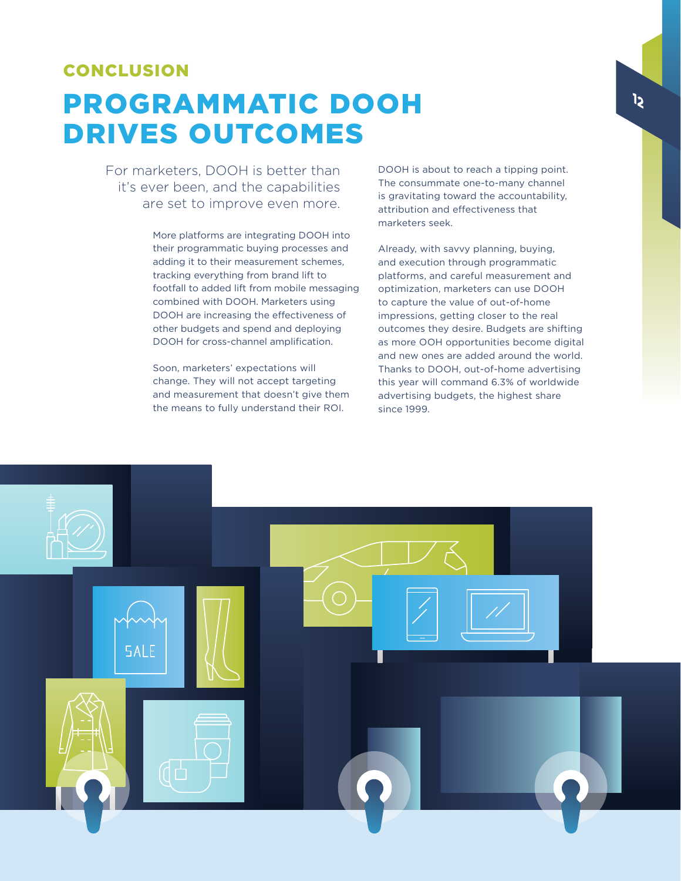## CONCLUSION

# PROGRAMMATIC DOOH DRIVES OUTCOMES

For marketers, DOOH is better than it's ever been, and the capabilities are set to improve even more.

More platforms are integrating DOOH into their programmatic buying processes and adding it to their measurement schemes, tracking everything from brand lift to footfall to added lift from mobile messaging combined with DOOH. Marketers using DOOH are increasing the effectiveness of other budgets and spend and deploying DOOH for cross-channel amplification.

Soon, marketers' expectations will change. They will not accept targeting and measurement that doesn't give them the means to fully understand their ROI.

DOOH is about to reach a tipping point. The consummate one-to-many channel is gravitating toward the accountability, attribution and effectiveness that marketers seek.

Already, with savvy planning, buying, and execution through programmatic platforms, and careful measurement and optimization, marketers can use DOOH to capture the value of out-of-home impressions, getting closer to the real outcomes they desire. Budgets are shifting as more OOH opportunities become digital and new ones are added around the world. Thanks to DOOH, out-of-home advertising this year will command 6.3% of worldwide advertising budgets, the highest share since 1999.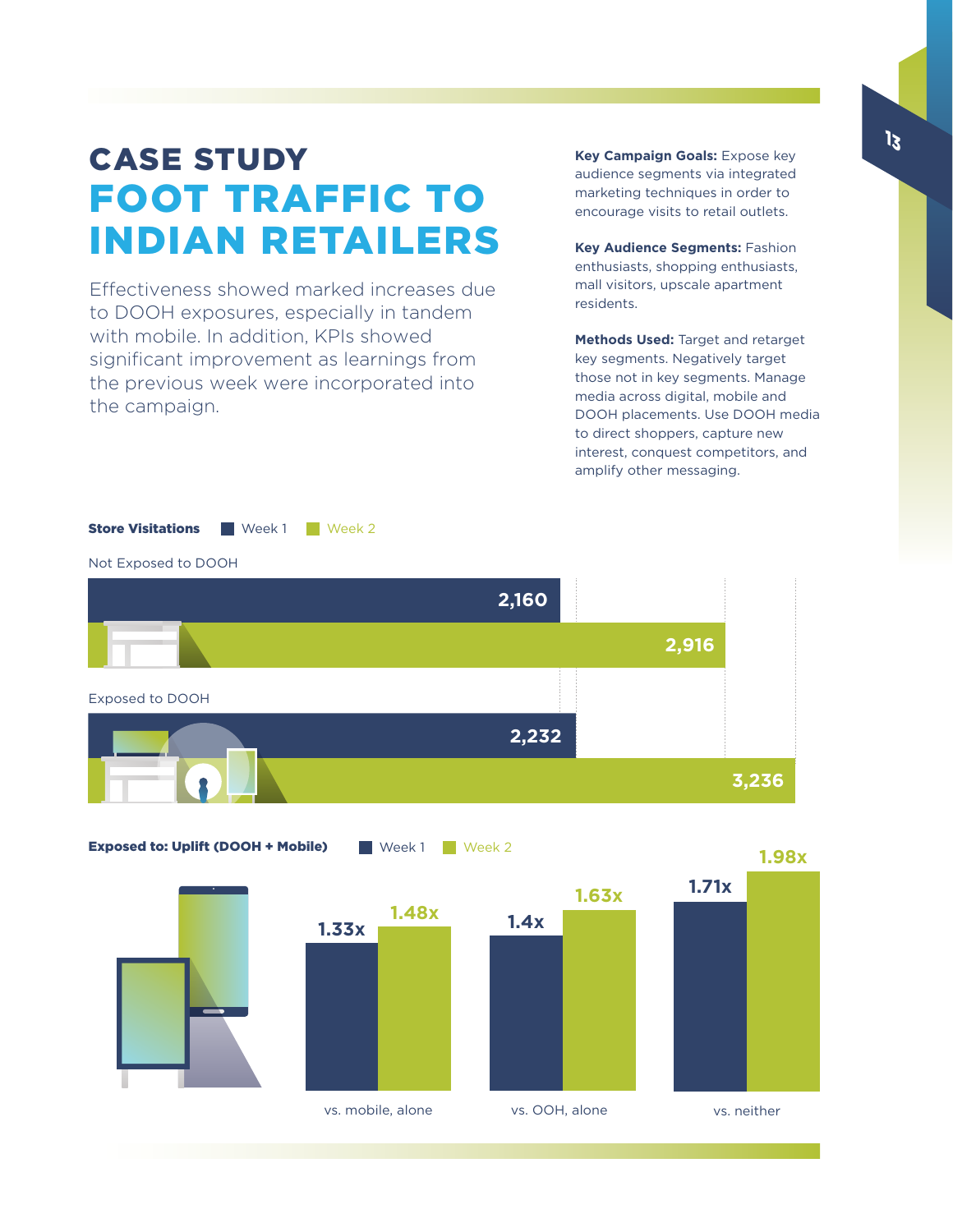# CASE STUDY
# FOOT TRAFFIC TO INDIAN RETAILERS

Effectiveness showed marked increases due to DOOH exposures, especially in tandem with mobile. In addition, KPIs showed significant improvement as learnings from the previous week were incorporated into the campaign.

**Key Campaign Goals:** Expose key audience segments via integrated marketing techniques in order to encourage visits to retail outlets.

**Key Audience Segments:** Fashion enthusiasts, shopping enthusiasts, mall visitors, upscale apartment residents.

**Methods Used:** Target and retarget key segments. Negatively target those not in key segments. Manage media across digital, mobile and DOOH placements. Use DOOH media to direct shoppers, capture new interest, conquest competitors, and amplify other messaging.

**Store Visitations**

| | Week 1 | Week 2 |
|---|---|---|
| Not Exposed to DOOH | 2,160 | 2,916 |
| Exposed to DOOH | 2,232 | 3,236 |

**Exposed to: Uplift (DOOH + Mobile)**

| | Week 1 | Week 2 |
|---|---|---|
| vs. mobile, alone | 1.33x | 1.48x |
| vs. OOH, alone | 1.4x | 1.63x |
| vs. neither | 1.71x | 1.98x |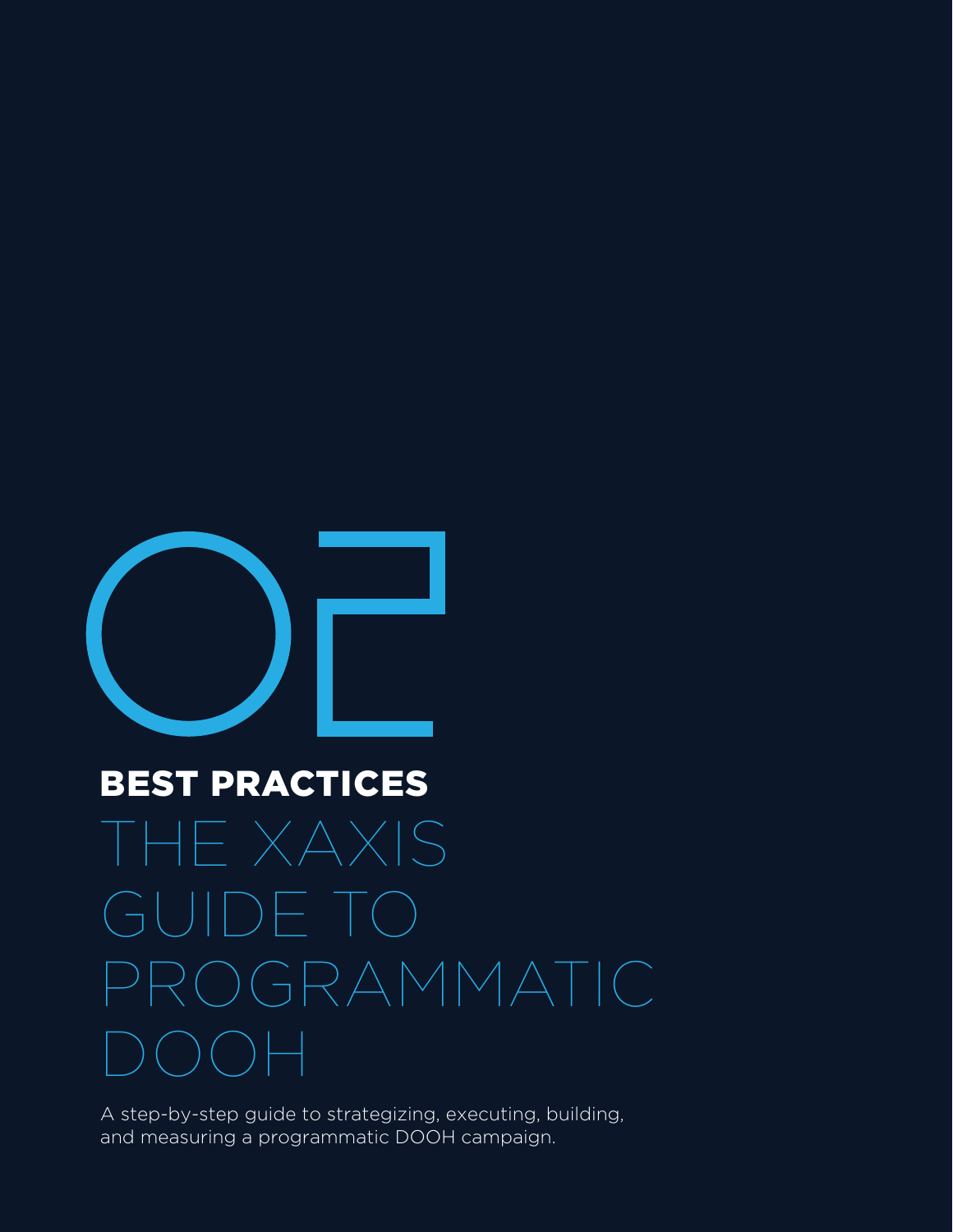# 02

## BEST PRACTICES

# THE XAXIS GUIDE TO PROGRAMMATIC DOOH

A step-by-step guide to strategizing, executing, building, and measuring a programmatic DOOH campaign.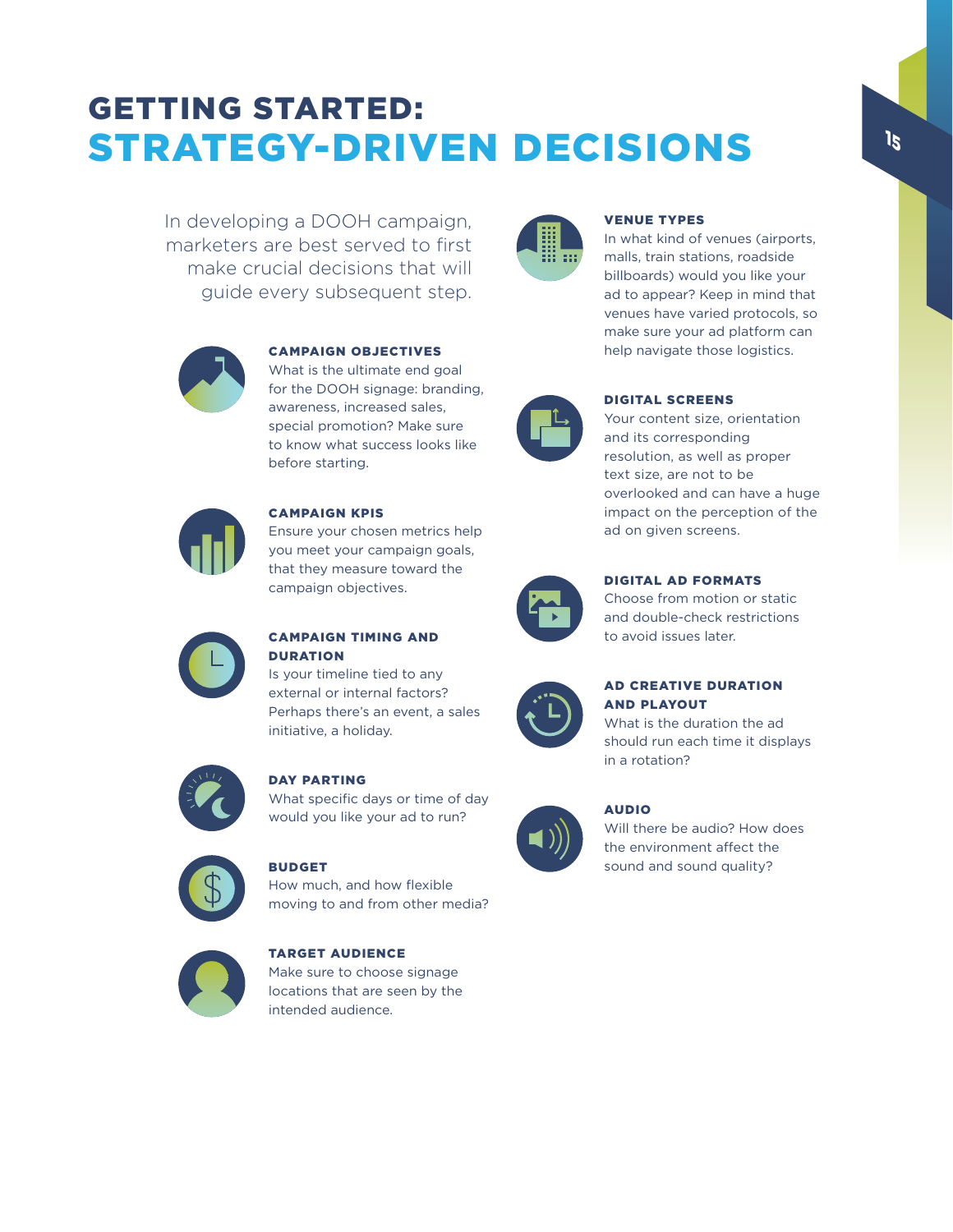# GETTING STARTED:
# STRATEGY-DRIVEN DECISIONS

In developing a DOOH campaign, marketers are best served to first make crucial decisions that will guide every subsequent step.

### CAMPAIGN OBJECTIVES

What is the ultimate end goal for the DOOH signage: branding, awareness, increased sales, special promotion? Make sure to know what success looks like before starting.

### CAMPAIGN KPIS

Ensure your chosen metrics help you meet your campaign goals, that they measure toward the campaign objectives.

### CAMPAIGN TIMING AND DURATION

Is your timeline tied to any external or internal factors? Perhaps there's an event, a sales initiative, a holiday.

### DAY PARTING

What specific days or time of day would you like your ad to run?

### BUDGET

How much, and how flexible moving to and from other media?

### TARGET AUDIENCE

Make sure to choose signage locations that are seen by the intended audience.

### VENUE TYPES

In what kind of venues (airports, malls, train stations, roadside billboards) would you like your ad to appear? Keep in mind that venues have varied protocols, so make sure your ad platform can help navigate those logistics.

### DIGITAL SCREENS

Your content size, orientation and its corresponding resolution, as well as proper text size, are not to be overlooked and can have a huge impact on the perception of the ad on given screens.

### DIGITAL AD FORMATS

Choose from motion or static and double-check restrictions to avoid issues later.

### AD CREATIVE DURATION AND PLAYOUT

What is the duration the ad should run each time it displays in a rotation?

### AUDIO

Will there be audio? How does the environment affect the sound and sound quality?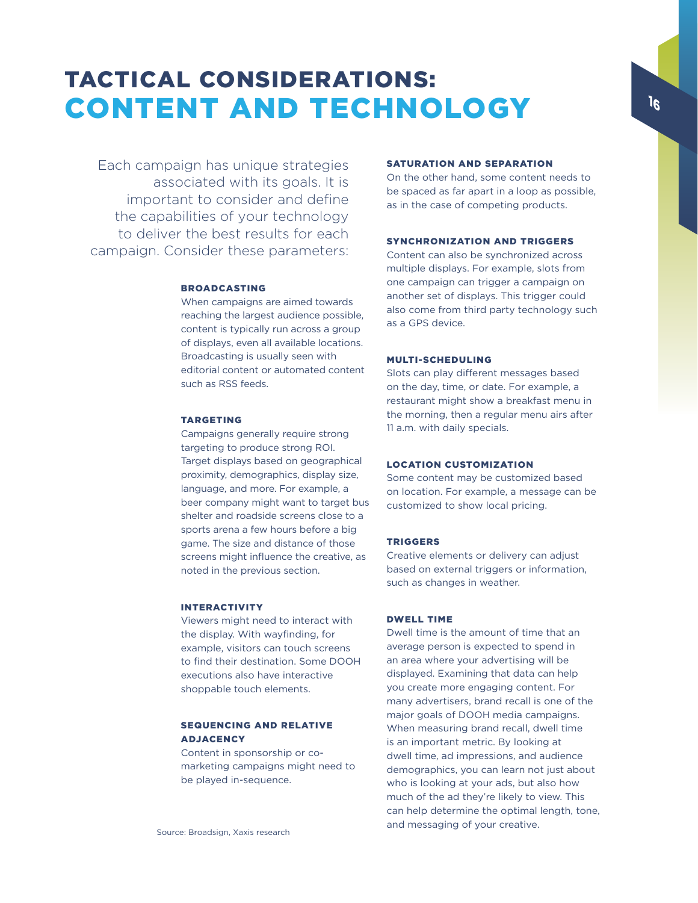# TACTICAL CONSIDERATIONS: CONTENT AND TECHNOLOGY

Each campaign has unique strategies associated with its goals. It is important to consider and define the capabilities of your technology to deliver the best results for each campaign. Consider these parameters:

### BROADCASTING

When campaigns are aimed towards reaching the largest audience possible, content is typically run across a group of displays, even all available locations. Broadcasting is usually seen with editorial content or automated content such as RSS feeds.

### TARGETING

Campaigns generally require strong targeting to produce strong ROI. Target displays based on geographical proximity, demographics, display size, language, and more. For example, a beer company might want to target bus shelter and roadside screens close to a sports arena a few hours before a big game. The size and distance of those screens might influence the creative, as noted in the previous section.

### INTERACTIVITY

Viewers might need to interact with the display. With wayfinding, for example, visitors can touch screens to find their destination. Some DOOH executions also have interactive shoppable touch elements.

### SEQUENCING AND RELATIVE ADJACENCY

Content in sponsorship or co-marketing campaigns might need to be played in-sequence.

### SATURATION AND SEPARATION

On the other hand, some content needs to be spaced as far apart in a loop as possible, as in the case of competing products.

### SYNCHRONIZATION AND TRIGGERS

Content can also be synchronized across multiple displays. For example, slots from one campaign can trigger a campaign on another set of displays. This trigger could also come from third party technology such as a GPS device.

### MULTI-SCHEDULING

Slots can play different messages based on the day, time, or date. For example, a restaurant might show a breakfast menu in the morning, then a regular menu airs after 11 a.m. with daily specials.

### LOCATION CUSTOMIZATION

Some content may be customized based on location. For example, a message can be customized to show local pricing.

### TRIGGERS

Creative elements or delivery can adjust based on external triggers or information, such as changes in weather.

### DWELL TIME

Dwell time is the amount of time that an average person is expected to spend in an area where your advertising will be displayed. Examining that data can help you create more engaging content. For many advertisers, brand recall is one of the major goals of DOOH media campaigns. When measuring brand recall, dwell time is an important metric. By looking at dwell time, ad impressions, and audience demographics, you can learn not just about who is looking at your ads, but also how much of the ad they're likely to view. This can help determine the optimal length, tone, and messaging of your creative.

Source: Broadsign, Xaxis research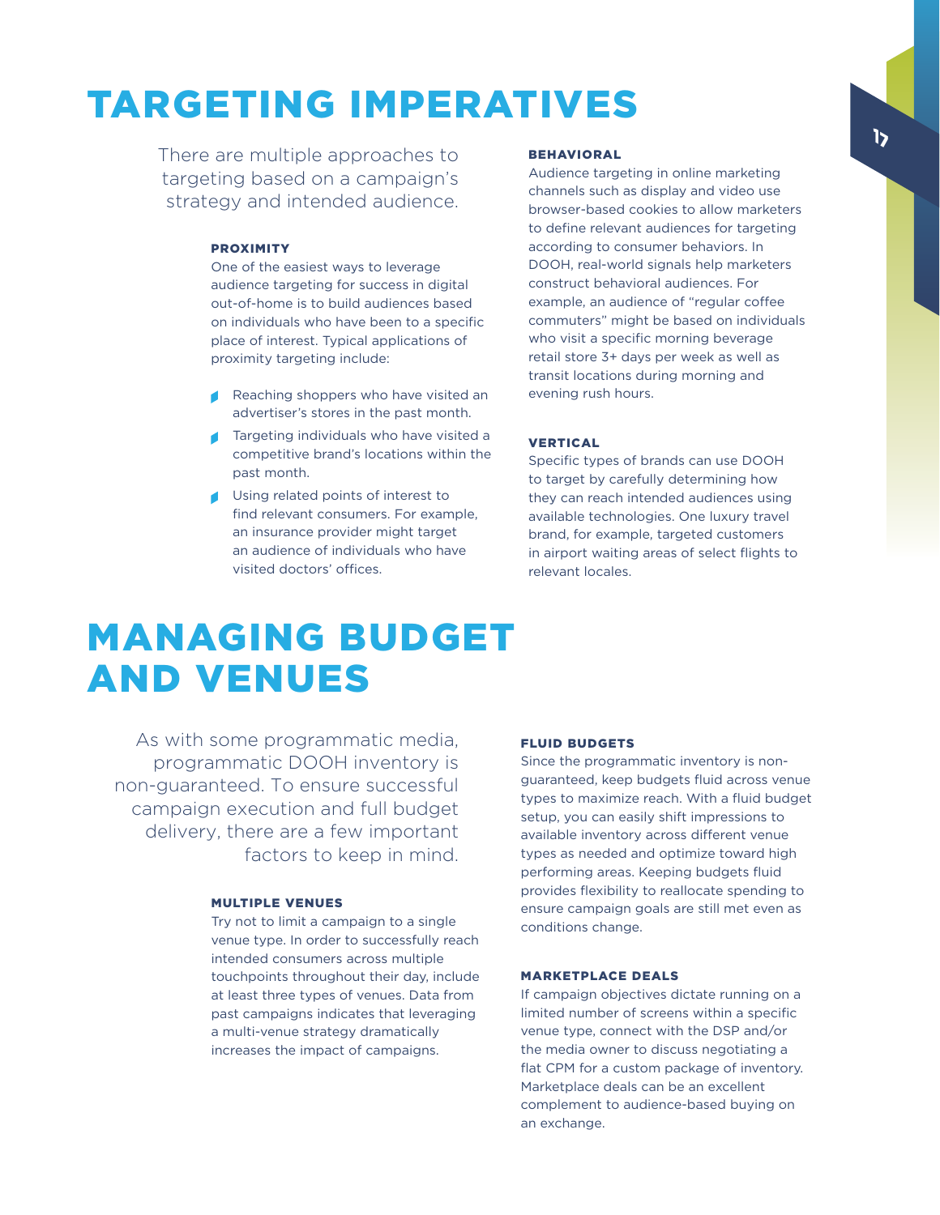# TARGETING IMPERATIVES

There are multiple approaches to targeting based on a campaign's strategy and intended audience.

### PROXIMITY

One of the easiest ways to leverage audience targeting for success in digital out-of-home is to build audiences based on individuals who have been to a specific place of interest. Typical applications of proximity targeting include:

- Reaching shoppers who have visited an advertiser's stores in the past month.
- Targeting individuals who have visited a competitive brand's locations within the past month.
- Using related points of interest to find relevant consumers. For example, an insurance provider might target an audience of individuals who have visited doctors' offices.

### BEHAVIORAL

Audience targeting in online marketing channels such as display and video use browser-based cookies to allow marketers to define relevant audiences for targeting according to consumer behaviors. In DOOH, real-world signals help marketers construct behavioral audiences. For example, an audience of "regular coffee commuters" might be based on individuals who visit a specific morning beverage retail store 3+ days per week as well as transit locations during morning and evening rush hours.

### VERTICAL

Specific types of brands can use DOOH to target by carefully determining how they can reach intended audiences using available technologies. One luxury travel brand, for example, targeted customers in airport waiting areas of select flights to relevant locales.

# MANAGING BUDGET AND VENUES

As with some programmatic media, programmatic DOOH inventory is non-guaranteed. To ensure successful campaign execution and full budget delivery, there are a few important factors to keep in mind.

### MULTIPLE VENUES

Try not to limit a campaign to a single venue type. In order to successfully reach intended consumers across multiple touchpoints throughout their day, include at least three types of venues. Data from past campaigns indicates that leveraging a multi-venue strategy dramatically increases the impact of campaigns.

### FLUID BUDGETS

Since the programmatic inventory is non-guaranteed, keep budgets fluid across venue types to maximize reach. With a fluid budget setup, you can easily shift impressions to available inventory across different venue types as needed and optimize toward high performing areas. Keeping budgets fluid provides flexibility to reallocate spending to ensure campaign goals are still met even as conditions change.

### MARKETPLACE DEALS

If campaign objectives dictate running on a limited number of screens within a specific venue type, connect with the DSP and/or the media owner to discuss negotiating a flat CPM for a custom package of inventory. Marketplace deals can be an excellent complement to audience-based buying on an exchange.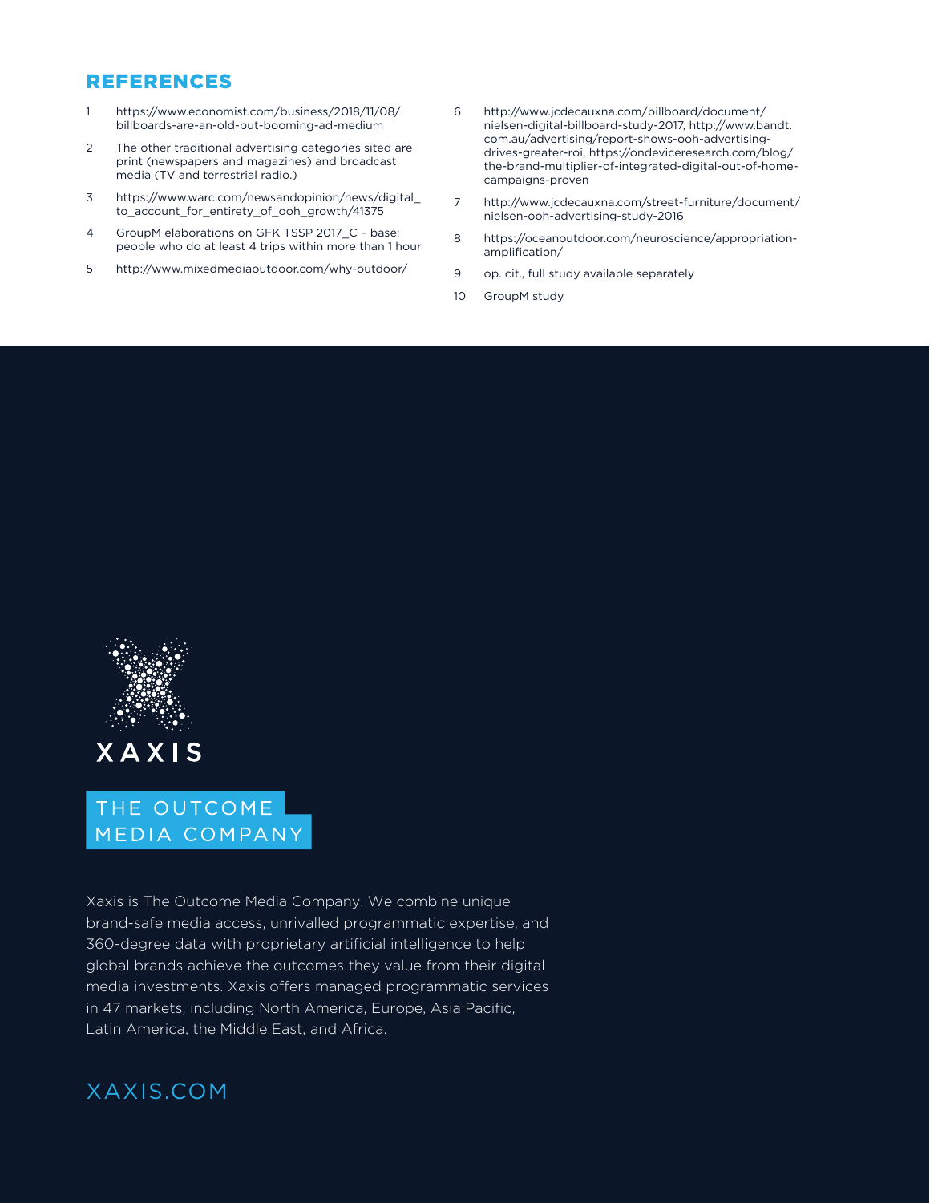## REFERENCES

1. https://www.economist.com/business/2018/11/08/billboards-are-an-old-but-booming-ad-medium
2. The other traditional advertising categories sited are print (newspapers and magazines) and broadcast media (TV and terrestrial radio.)
3. https://www.warc.com/newsandopinion/news/digital_to_account_for_entirety_of_ooh_growth/41375
4. GroupM elaborations on GFK TSSP 2017_C – base: people who do at least 4 trips within more than 1 hour
5. http://www.mixedmediaoutdoor.com/why-outdoor/
6. http://www.jcdecauxna.com/billboard/document/nielsen-digital-billboard-study-2017, http://www.bandt.com.au/advertising/report-shows-ooh-advertising-drives-greater-roi, https://ondeviceresearch.com/blog/the-brand-multiplier-of-integrated-digital-out-of-home-campaigns-proven
7. http://www.jcdecauxna.com/street-furniture/document/nielsen-ooh-advertising-study-2016
8. https://oceanoutdoor.com/neuroscience/appropriation-amplification/
9. op. cit., full study available separately
10. GroupM study

XAXIS

THE OUTCOME MEDIA COMPANY

Xaxis is The Outcome Media Company. We combine unique brand-safe media access, unrivalled programmatic expertise, and 360-degree data with proprietary artificial intelligence to help global brands achieve the outcomes they value from their digital media investments. Xaxis offers managed programmatic services in 47 markets, including North America, Europe, Asia Pacific, Latin America, the Middle East, and Africa.

XAXIS.COM